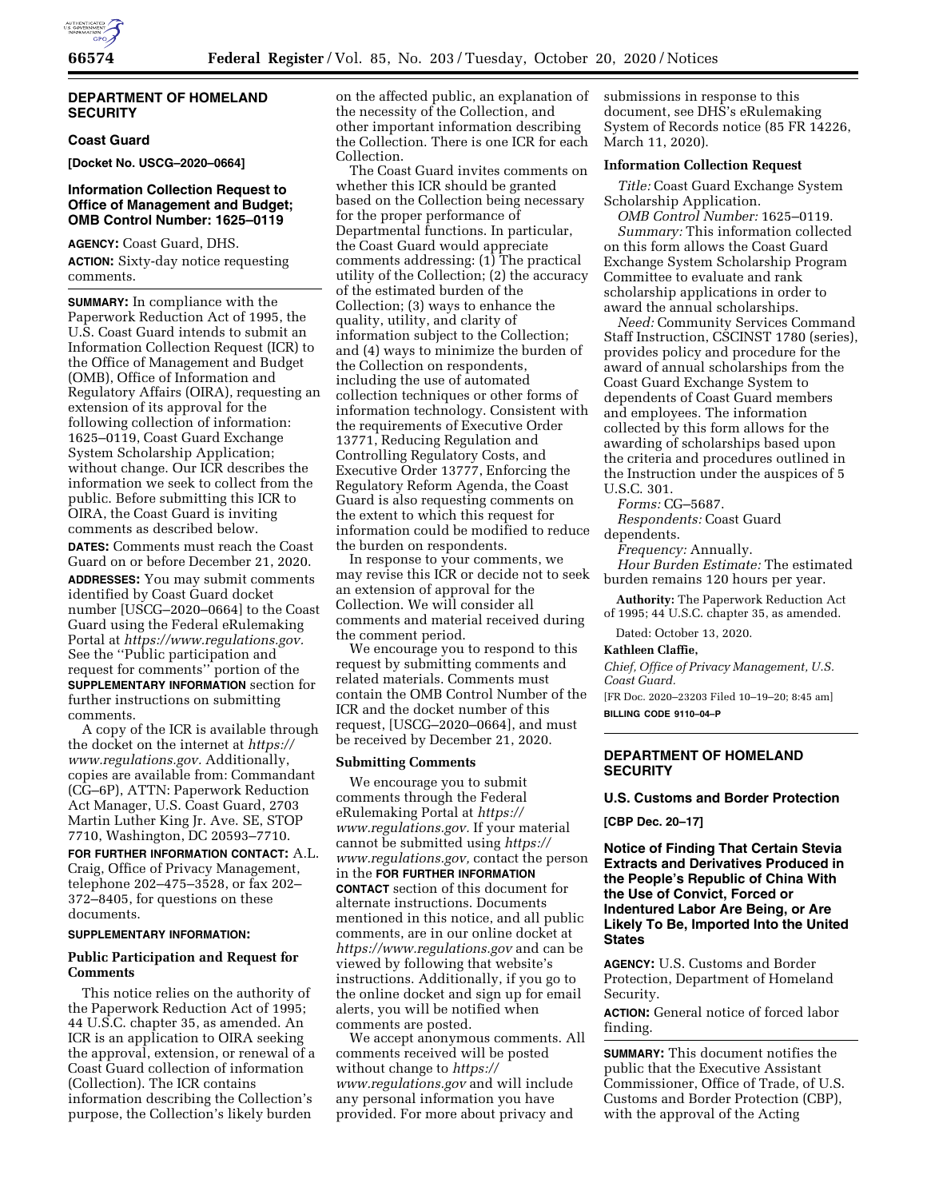## DEPARTMENT OF HOMELAND SECURITY

### Coast Guard

**[Docket No. USCG–2020–0664]**

### Information Collection Request to Office of Management and Budget; OMB Control Number: 1625–0119

**AGENCY:** Coast Guard, DHS.

**ACTION:** Sixty-day notice requesting comments.

**SUMMARY:** In compliance with the Paperwork Reduction Act of 1995, the U.S. Coast Guard intends to submit an Information Collection Request (ICR) to the Office of Management and Budget (OMB), Office of Information and Regulatory Affairs (OIRA), requesting an extension of its approval for the following collection of information: 1625–0119, Coast Guard Exchange System Scholarship Application; without change. Our ICR describes the information we seek to collect from the public. Before submitting this ICR to OIRA, the Coast Guard is inviting comments as described below.

**DATES:** Comments must reach the Coast Guard on or before December 21, 2020.

**ADDRESSES:** You may submit comments identified by Coast Guard docket number [USCG–2020–0664] to the Coast Guard using the Federal eRulemaking Portal at *https://www.regulations.gov.* See the "Public participation and request for comments" portion of the **SUPPLEMENTARY INFORMATION** section for further instructions on submitting comments.

A copy of the ICR is available through the docket on the internet at *https://www.regulations.gov.* Additionally, copies are available from: Commandant (CG–6P), ATTN: Paperwork Reduction Act Manager, U.S. Coast Guard, 2703 Martin Luther King Jr. Ave. SE, STOP 7710, Washington, DC 20593–7710.

**FOR FURTHER INFORMATION CONTACT:** A.L. Craig, Office of Privacy Management, telephone 202–475–3528, or fax 202–372–8405, for questions on these documents.

**SUPPLEMENTARY INFORMATION:**

#### Public Participation and Request for Comments

This notice relies on the authority of the Paperwork Reduction Act of 1995; 44 U.S.C. chapter 35, as amended. An ICR is an application to OIRA seeking the approval, extension, or renewal of a Coast Guard collection of information (Collection). The ICR contains information describing the Collection's purpose, the Collection's likely burden on the affected public, an explanation of the necessity of the Collection, and other important information describing the Collection. There is one ICR for each Collection.

The Coast Guard invites comments on whether this ICR should be granted based on the Collection being necessary for the proper performance of Departmental functions. In particular, the Coast Guard would appreciate comments addressing: (1) The practical utility of the Collection; (2) the accuracy of the estimated burden of the Collection; (3) ways to enhance the quality, utility, and clarity of information subject to the Collection; and (4) ways to minimize the burden of the Collection on respondents, including the use of automated collection techniques or other forms of information technology. Consistent with the requirements of Executive Order 13771, Reducing Regulation and Controlling Regulatory Costs, and Executive Order 13777, Enforcing the Regulatory Reform Agenda, the Coast Guard is also requesting comments on the extent to which this request for information could be modified to reduce the burden on respondents.

In response to your comments, we may revise this ICR or decide not to seek an extension of approval for the Collection. We will consider all comments and material received during the comment period.

We encourage you to respond to this request by submitting comments and related materials. Comments must contain the OMB Control Number of the ICR and the docket number of this request, [USCG–2020–0664], and must be received by December 21, 2020.

#### Submitting Comments

We encourage you to submit comments through the Federal eRulemaking Portal at *https://www.regulations.gov.* If your material cannot be submitted using *https://www.regulations.gov,* contact the person in the **FOR FURTHER INFORMATION CONTACT** section of this document for alternate instructions. Documents mentioned in this notice, and all public comments, are in our online docket at *https://www.regulations.gov* and can be viewed by following that website's instructions. Additionally, if you go to the online docket and sign up for email alerts, you will be notified when comments are posted.

We accept anonymous comments. All comments received will be posted without change to *https://www.regulations.gov* and will include any personal information you have provided. For more about privacy and submissions in response to this document, see DHS's eRulemaking System of Records notice (85 FR 14226, March 11, 2020).

#### Information Collection Request

*Title:* Coast Guard Exchange System Scholarship Application.

*OMB Control Number:* 1625–0119.

*Summary:* This information collected on this form allows the Coast Guard Exchange System Scholarship Program Committee to evaluate and rank scholarship applications in order to award the annual scholarships.

*Need:* Community Services Command Staff Instruction, CSCINST 1780 (series), provides policy and procedure for the award of annual scholarships from the Coast Guard Exchange System to dependents of Coast Guard members and employees. The information collected by this form allows for the awarding of scholarships based upon the criteria and procedures outlined in the Instruction under the auspices of 5 U.S.C. 301.

*Forms:* CG–5687.

*Respondents:* Coast Guard dependents.

*Frequency:* Annually.

*Hour Burden Estimate:* The estimated burden remains 120 hours per year.

**Authority:** The Paperwork Reduction Act of 1995; 44 U.S.C. chapter 35, as amended.

Dated: October 13, 2020.

**Kathleen Claffie,**

*Chief, Office of Privacy Management, U.S. Coast Guard.*

[FR Doc. 2020–23203 Filed 10–19–20; 8:45 am]

**BILLING CODE 9110–04–P**

## DEPARTMENT OF HOMELAND SECURITY

### U.S. Customs and Border Protection

**[CBP Dec. 20–17]**

### Notice of Finding That Certain Stevia Extracts and Derivatives Produced in the People's Republic of China With the Use of Convict, Forced or Indentured Labor Are Being, or Are Likely To Be, Imported Into the United States

**AGENCY:** U.S. Customs and Border Protection, Department of Homeland Security.

**ACTION:** General notice of forced labor finding.

**SUMMARY:** This document notifies the public that the Executive Assistant Commissioner, Office of Trade, of U.S. Customs and Border Protection (CBP), with the approval of the Acting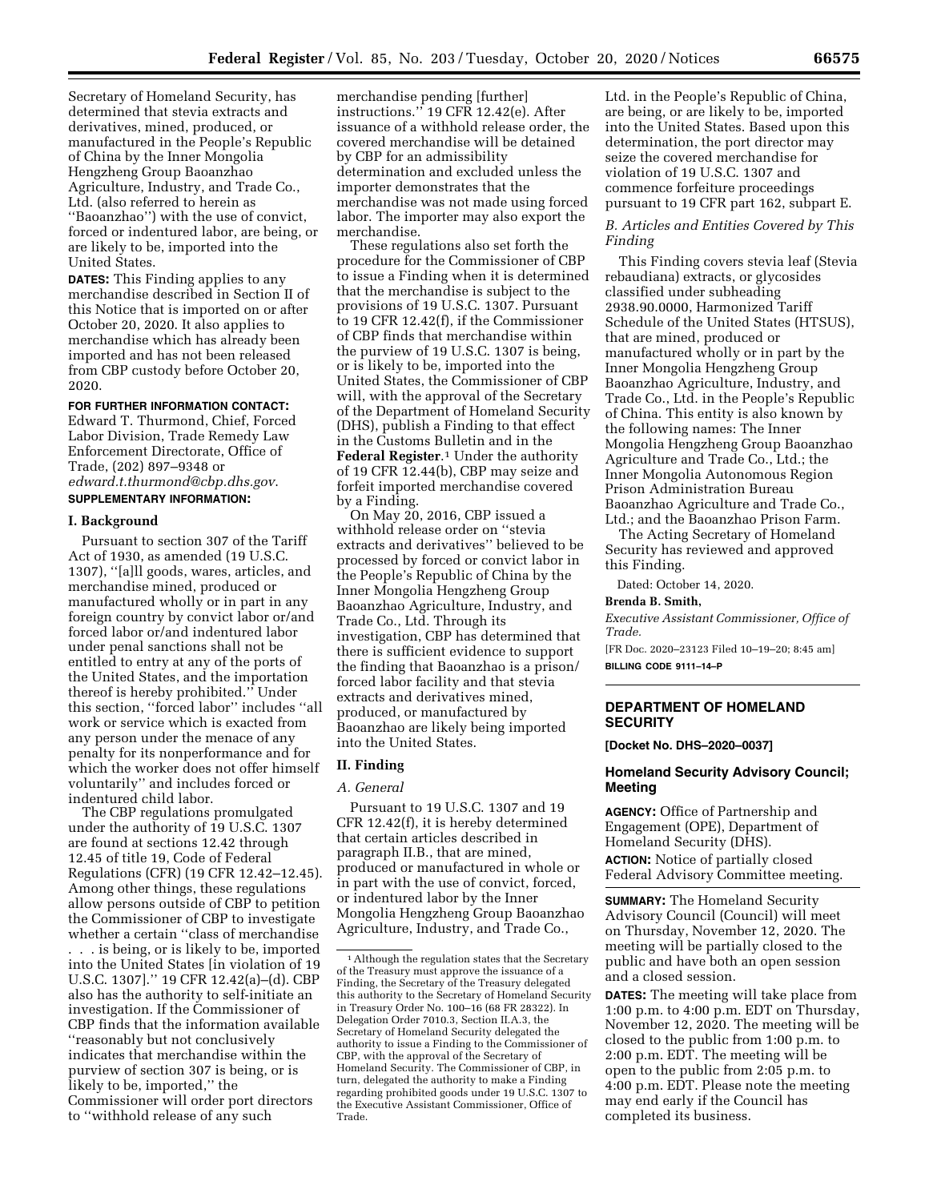Secretary of Homeland Security, has determined that stevia extracts and derivatives, mined, produced, or manufactured in the People's Republic of China by the Inner Mongolia Hengzheng Group Baoanzhao Agriculture, Industry, and Trade Co., Ltd. (also referred to herein as ''Baoanzhao'') with the use of convict, forced or indentured labor, are being, or are likely to be, imported into the United States.

**DATES:** This Finding applies to any merchandise described in Section II of this Notice that is imported on or after October 20, 2020. It also applies to merchandise which has already been imported and has not been released from CBP custody before October 20, 2020.

**FOR FURTHER INFORMATION CONTACT:** Edward T. Thurmond, Chief, Forced Labor Division, Trade Remedy Law Enforcement Directorate, Office of Trade, (202) 897–9348 or *edward.t.thurmond@cbp.dhs.gov*.

**SUPPLEMENTARY INFORMATION:**

## I. Background

Pursuant to section 307 of the Tariff Act of 1930, as amended (19 U.S.C. 1307), ''[a]ll goods, wares, articles, and merchandise mined, produced or manufactured wholly or in part in any foreign country by convict labor or/and forced labor or/and indentured labor under penal sanctions shall not be entitled to entry at any of the ports of the United States, and the importation thereof is hereby prohibited.'' Under this section, ''forced labor'' includes ''all work or service which is exacted from any person under the menace of any penalty for its nonperformance and for which the worker does not offer himself voluntarily'' and includes forced or indentured child labor.

The CBP regulations promulgated under the authority of 19 U.S.C. 1307 are found at sections 12.42 through 12.45 of title 19, Code of Federal Regulations (CFR) (19 CFR 12.42–12.45). Among other things, these regulations allow persons outside of CBP to petition the Commissioner of CBP to investigate whether a certain ''class of merchandise . . . is being, or is likely to be, imported into the United States [in violation of 19 U.S.C. 1307].'' 19 CFR 12.42(a)–(d). CBP also has the authority to self-initiate an investigation. If the Commissioner of CBP finds that the information available ''reasonably but not conclusively indicates that merchandise within the purview of section 307 is being, or is likely to be, imported,'' the Commissioner will order port directors to ''withhold release of any such merchandise pending [further] instructions.'' 19 CFR 12.42(e). After issuance of a withhold release order, the covered merchandise will be detained by CBP for an admissibility determination and excluded unless the importer demonstrates that the merchandise was not made using forced labor. The importer may also export the merchandise.

These regulations also set forth the procedure for the Commissioner of CBP to issue a Finding when it is determined that the merchandise is subject to the provisions of 19 U.S.C. 1307. Pursuant to 19 CFR 12.42(f), if the Commissioner of CBP finds that merchandise within the purview of 19 U.S.C. 1307 is being, or is likely to be, imported into the United States, the Commissioner of CBP will, with the approval of the Secretary of the Department of Homeland Security (DHS), publish a Finding to that effect in the Customs Bulletin and in the **Federal Register**.[1] Under the authority of 19 CFR 12.44(b), CBP may seize and forfeit imported merchandise covered by a Finding.

On May 20, 2016, CBP issued a withhold release order on ''stevia extracts and derivatives'' believed to be processed by forced or convict labor in the People's Republic of China by the Inner Mongolia Hengzheng Group Baoanzhao Agriculture, Industry, and Trade Co., Ltd. Through its investigation, CBP has determined that there is sufficient evidence to support the finding that Baoanzhao is a prison/forced labor facility and that stevia extracts and derivatives mined, produced, or manufactured by Baoanzhao are likely being imported into the United States.

## II. Finding

### A. General

Pursuant to 19 U.S.C. 1307 and 19 CFR 12.42(f), it is hereby determined that certain articles described in paragraph II.B., that are mined, produced or manufactured in whole or in part with the use of convict, forced, or indentured labor by the Inner Mongolia Hengzheng Group Baoanzhao Agriculture, Industry, and Trade Co., Ltd. in the People's Republic of China, are being, or are likely to be, imported into the United States. Based upon this determination, the port director may seize the covered merchandise for violation of 19 U.S.C. 1307 and commence forfeiture proceedings pursuant to 19 CFR part 162, subpart E.

### B. Articles and Entities Covered by This Finding

This Finding covers stevia leaf (Stevia rebaudiana) extracts, or glycosides classified under subheading 2938.90.0000, Harmonized Tariff Schedule of the United States (HTSUS), that are mined, produced or manufactured wholly or in part by the Inner Mongolia Hengzheng Group Baoanzhao Agriculture, Industry, and Trade Co., Ltd. in the People's Republic of China. This entity is also known by the following names: The Inner Mongolia Hengzheng Group Baoanzhao Agriculture and Trade Co., Ltd.; the Inner Mongolia Autonomous Region Prison Administration Bureau Baoanzhao Agriculture and Trade Co., Ltd.; and the Baoanzhao Prison Farm.

The Acting Secretary of Homeland Security has reviewed and approved this Finding.

Dated: October 14, 2020.

**Brenda B. Smith,**

*Executive Assistant Commissioner, Office of Trade.*

[FR Doc. 2020–23123 Filed 10–19–20; 8:45 am]

**BILLING CODE 9111–14–P**

[1] Although the regulation states that the Secretary of the Treasury must approve the issuance of a Finding, the Secretary of the Treasury delegated this authority to the Secretary of Homeland Security in Treasury Order No. 100–16 (68 FR 28322). In Delegation Order 7010.3, Section II.A.3, the Secretary of Homeland Security delegated the authority to issue a Finding to the Commissioner of CBP, with the approval of the Secretary of Homeland Security. The Commissioner of CBP, in turn, delegated the authority to make a Finding regarding prohibited goods under 19 U.S.C. 1307 to the Executive Assistant Commissioner, Office of Trade.

---

# DEPARTMENT OF HOMELAND SECURITY

**[Docket No. DHS–2020–0037]**

## Homeland Security Advisory Council; Meeting

**AGENCY:** Office of Partnership and Engagement (OPE), Department of Homeland Security (DHS).

**ACTION:** Notice of partially closed Federal Advisory Committee meeting.

**SUMMARY:** The Homeland Security Advisory Council (Council) will meet on Thursday, November 12, 2020. The meeting will be partially closed to the public and have both an open session and a closed session.

**DATES:** The meeting will take place from 1:00 p.m. to 4:00 p.m. EDT on Thursday, November 12, 2020. The meeting will be closed to the public from 1:00 p.m. to 2:00 p.m. EDT. The meeting will be open to the public from 2:05 p.m. to 4:00 p.m. EDT. Please note the meeting may end early if the Council has completed its business.